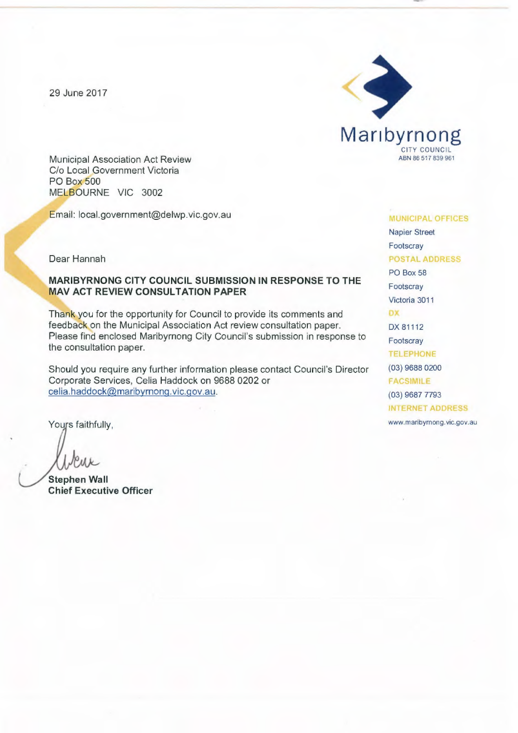29 June 2017

Maribyrnong
CITY COUNCIL
ABN 86 517 839 961

Municipal Association Act Review
C/o Local Government Victoria
PO Box 500
MELBOURNE VIC 3002

Email: local.government@delwp.vic.gov.au

MUNICIPAL OFFICES
Napier Street
Footscray

POSTAL ADDRESS
PO Box 58
Footscray
Victoria 3011

DX
DX 81112
Footscray

TELEPHONE
(03) 9688 0200

FACSIMILE
(03) 9687 7793

INTERNET ADDRESS
www.maribyrnong.vic.gov.au

Dear Hannah

**MARIBYRNONG CITY COUNCIL SUBMISSION IN RESPONSE TO THE MAV ACT REVIEW CONSULTATION PAPER**

Thank you for the opportunity for Council to provide its comments and feedback on the Municipal Association Act review consultation paper. Please find enclosed Maribyrnong City Council's submission in response to the consultation paper.

Should you require any further information please contact Council's Director Corporate Services, Celia Haddock on 9688 0202 or celia.haddock@maribyrnong.vic.gov.au.

Yours faithfully,

**Stephen Wall**
**Chief Executive Officer**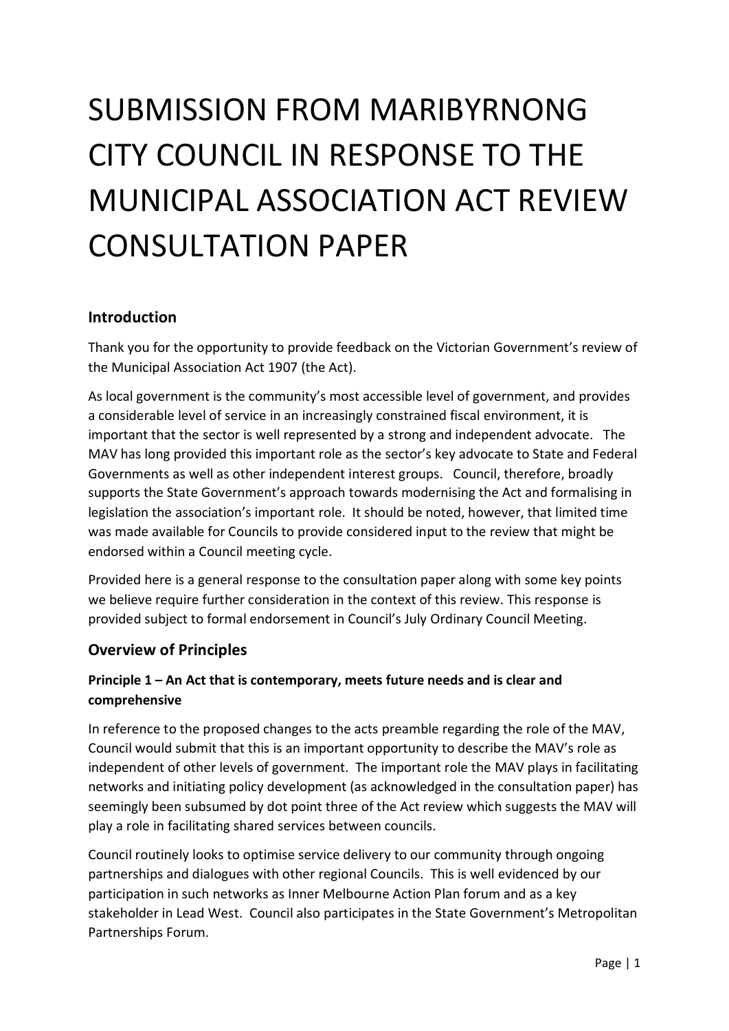# SUBMISSION FROM MARIBYRNONG CITY COUNCIL IN RESPONSE TO THE MUNICIPAL ASSOCIATION ACT REVIEW CONSULTATION PAPER

## Introduction

Thank you for the opportunity to provide feedback on the Victorian Government's review of the Municipal Association Act 1907 (the Act).

As local government is the community's most accessible level of government, and provides a considerable level of service in an increasingly constrained fiscal environment, it is important that the sector is well represented by a strong and independent advocate. The MAV has long provided this important role as the sector's key advocate to State and Federal Governments as well as other independent interest groups. Council, therefore, broadly supports the State Government's approach towards modernising the Act and formalising in legislation the association's important role. It should be noted, however, that limited time was made available for Councils to provide considered input to the review that might be endorsed within a Council meeting cycle.

Provided here is a general response to the consultation paper along with some key points we believe require further consideration in the context of this review. This response is provided subject to formal endorsement in Council's July Ordinary Council Meeting.

## Overview of Principles

### Principle 1 – An Act that is contemporary, meets future needs and is clear and comprehensive

In reference to the proposed changes to the acts preamble regarding the role of the MAV, Council would submit that this is an important opportunity to describe the MAV's role as independent of other levels of government. The important role the MAV plays in facilitating networks and initiating policy development (as acknowledged in the consultation paper) has seemingly been subsumed by dot point three of the Act review which suggests the MAV will play a role in facilitating shared services between councils.

Council routinely looks to optimise service delivery to our community through ongoing partnerships and dialogues with other regional Councils. This is well evidenced by our participation in such networks as Inner Melbourne Action Plan forum and as a key stakeholder in Lead West. Council also participates in the State Government's Metropolitan Partnerships Forum.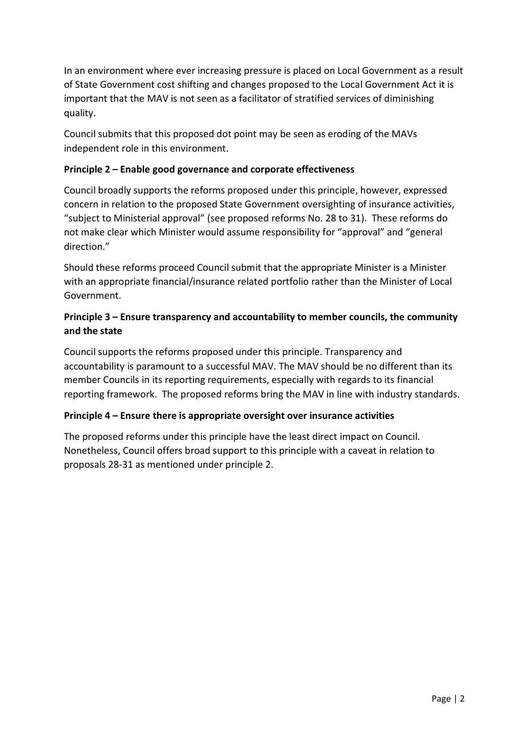In an environment where ever increasing pressure is placed on Local Government as a result of State Government cost shifting and changes proposed to the Local Government Act it is important that the MAV is not seen as a facilitator of stratified services of diminishing quality.

Council submits that this proposed dot point may be seen as eroding of the MAVs independent role in this environment.

**Principle 2 – Enable good governance and corporate effectiveness**

Council broadly supports the reforms proposed under this principle, however, expressed concern in relation to the proposed State Government oversighting of insurance activities, "subject to Ministerial approval" (see proposed reforms No. 28 to 31). These reforms do not make clear which Minister would assume responsibility for "approval" and "general direction."

Should these reforms proceed Council submit that the appropriate Minister is a Minister with an appropriate financial/insurance related portfolio rather than the Minister of Local Government.

**Principle 3 – Ensure transparency and accountability to member councils, the community and the state**

Council supports the reforms proposed under this principle. Transparency and accountability is paramount to a successful MAV. The MAV should be no different than its member Councils in its reporting requirements, especially with regards to its financial reporting framework. The proposed reforms bring the MAV in line with industry standards.

**Principle 4 – Ensure there is appropriate oversight over insurance activities**

The proposed reforms under this principle have the least direct impact on Council. Nonetheless, Council offers broad support to this principle with a caveat in relation to proposals 28-31 as mentioned under principle 2.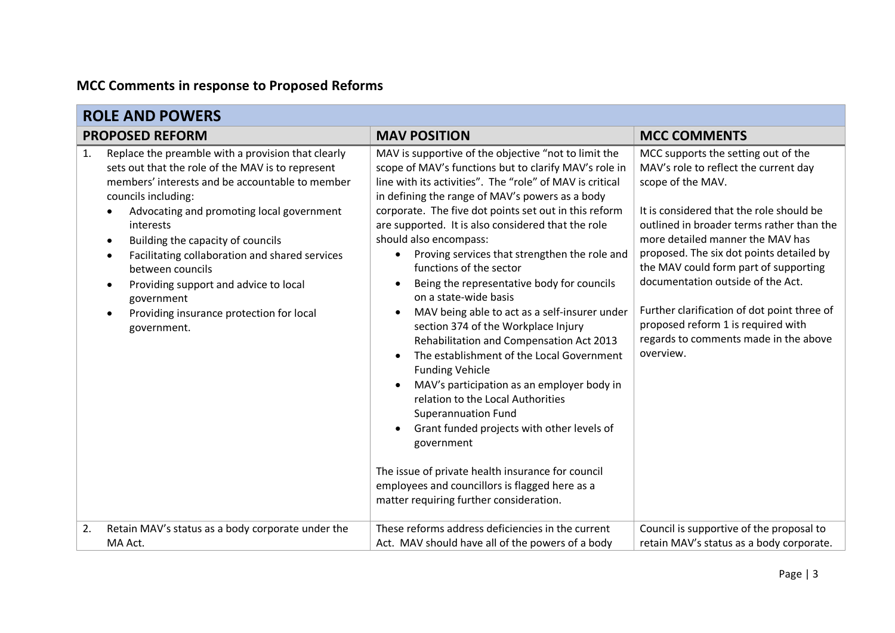## MCC Comments in response to Proposed Reforms

| ROLE AND POWERS | | |
|---|---|---|
| **PROPOSED REFORM** | **MAV POSITION** | **MCC COMMENTS** |
| 1. Replace the preamble with a provision that clearly sets out that the role of the MAV is to represent members' interests and be accountable to member councils including:<br>• Advocating and promoting local government interests<br>• Building the capacity of councils<br>• Facilitating collaboration and shared services between councils<br>• Providing support and advice to local government<br>• Providing insurance protection for local government. | MAV is supportive of the objective "not to limit the scope of MAV's functions but to clarify MAV's role in line with its activities". The "role" of MAV is critical in defining the range of MAV's powers as a body corporate. The five dot points set out in this reform are supported. It is also considered that the role should also encompass:<br>• Proving services that strengthen the role and functions of the sector<br>• Being the representative body for councils on a state-wide basis<br>• MAV being able to act as a self-insurer under section 374 of the Workplace Injury Rehabilitation and Compensation Act 2013<br>• The establishment of the Local Government Funding Vehicle<br>• MAV's participation as an employer body in relation to the Local Authorities Superannuation Fund<br>• Grant funded projects with other levels of government<br><br>The issue of private health insurance for council employees and councillors is flagged here as a matter requiring further consideration. | MCC supports the setting out of the MAV's role to reflect the current day scope of the MAV.<br><br>It is considered that the role should be outlined in broader terms rather than the more detailed manner the MAV has proposed. The six dot points detailed by the MAV could form part of supporting documentation outside of the Act.<br><br>Further clarification of dot point three of proposed reform 1 is required with regards to comments made in the above overview. |
| 2. Retain MAV's status as a body corporate under the MA Act. | These reforms address deficiencies in the current Act. MAV should have all of the powers of a body | Council is supportive of the proposal to retain MAV's status as a body corporate. |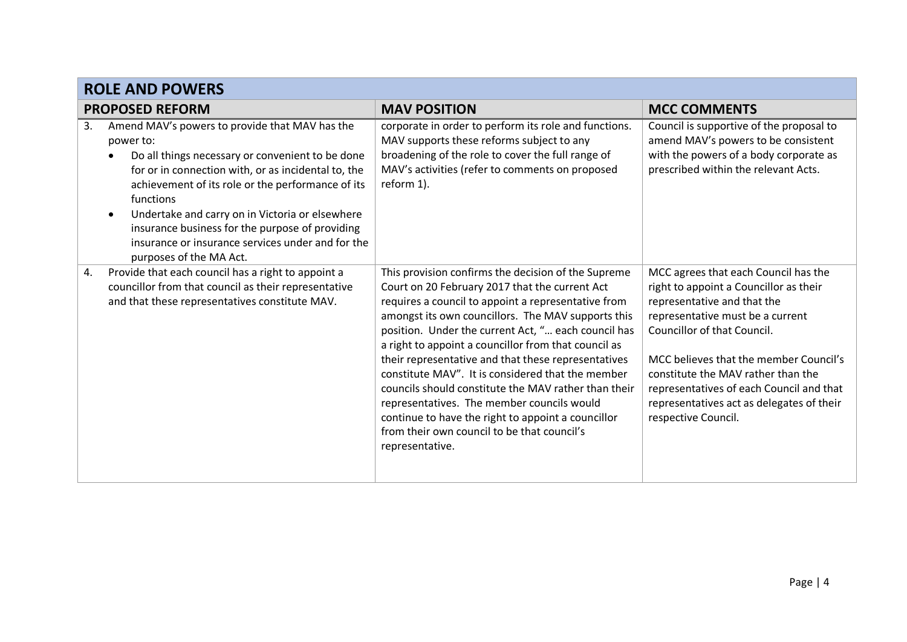## ROLE AND POWERS

| PROPOSED REFORM | MAV POSITION | MCC COMMENTS |
|---|---|---|
| 3. Amend MAV's powers to provide that MAV has the power to: <br>• Do all things necessary or convenient to be done for or in connection with, or as incidental to, the achievement of its role or the performance of its functions <br>• Undertake and carry on in Victoria or elsewhere insurance business for the purpose of providing insurance or insurance services under and for the purposes of the MA Act. | corporate in order to perform its role and functions. MAV supports these reforms subject to any broadening of the role to cover the full range of MAV's activities (refer to comments on proposed reform 1). | Council is supportive of the proposal to amend MAV's powers to be consistent with the powers of a body corporate as prescribed within the relevant Acts. |
| 4. Provide that each council has a right to appoint a councillor from that council as their representative and that these representatives constitute MAV. | This provision confirms the decision of the Supreme Court on 20 February 2017 that the current Act requires a council to appoint a representative from amongst its own councillors. The MAV supports this position. Under the current Act, "… each council has a right to appoint a councillor from that council as their representative and that these representatives constitute MAV". It is considered that the member councils should constitute the MAV rather than their representatives. The member councils would continue to have the right to appoint a councillor from their own council to be that council's representative. | MCC agrees that each Council has the right to appoint a Councillor as their representative and that the representative must be a current Councillor of that Council. <br><br>MCC believes that the member Council's constitute the MAV rather than the representatives of each Council and that representatives act as delegates of their respective Council. |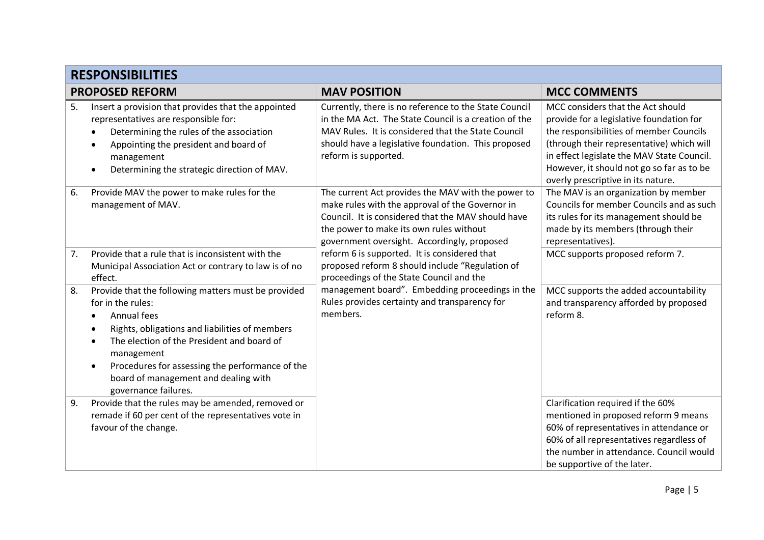| RESPONSIBILITIES | | |
|---|---|---|
| **PROPOSED REFORM** | **MAV POSITION** | **MCC COMMENTS** |
| 5. Insert a provision that provides that the appointed representatives are responsible for: <br>• Determining the rules of the association <br>• Appointing the president and board of management <br>• Determining the strategic direction of MAV. | Currently, there is no reference to the State Council in the MA Act. The State Council is a creation of the MAV Rules. It is considered that the State Council should have a legislative foundation. This proposed reform is supported. | MCC considers that the Act should provide for a legislative foundation for the responsibilities of member Councils (through their representative) which will in effect legislate the MAV State Council. However, it should not go so far as to be overly prescriptive in its nature. |
| 6. Provide MAV the power to make rules for the management of MAV. | The current Act provides the MAV with the power to make rules with the approval of the Governor in Council. It is considered that the MAV should have the power to make its own rules without government oversight. Accordingly, proposed reform 6 is supported. It is considered that proposed reform 8 should include "Regulation of proceedings of the State Council and the management board". Embedding proceedings in the Rules provides certainty and transparency for members. | The MAV is an organization by member Councils for member Councils and as such its rules for its management should be made by its members (through their representatives). |
| 7. Provide that a rule that is inconsistent with the Municipal Association Act or contrary to law is of no effect. | | MCC supports proposed reform 7. |
| 8. Provide that the following matters must be provided for in the rules: <br>• Annual fees <br>• Rights, obligations and liabilities of members <br>• The election of the President and board of management <br>• Procedures for assessing the performance of the board of management and dealing with governance failures. | | MCC supports the added accountability and transparency afforded by proposed reform 8. |
| 9. Provide that the rules may be amended, removed or remade if 60 per cent of the representatives vote in favour of the change. | | Clarification required if the 60% mentioned in proposed reform 9 means 60% of representatives in attendance or 60% of all representatives regardless of the number in attendance. Council would be supportive of the later. |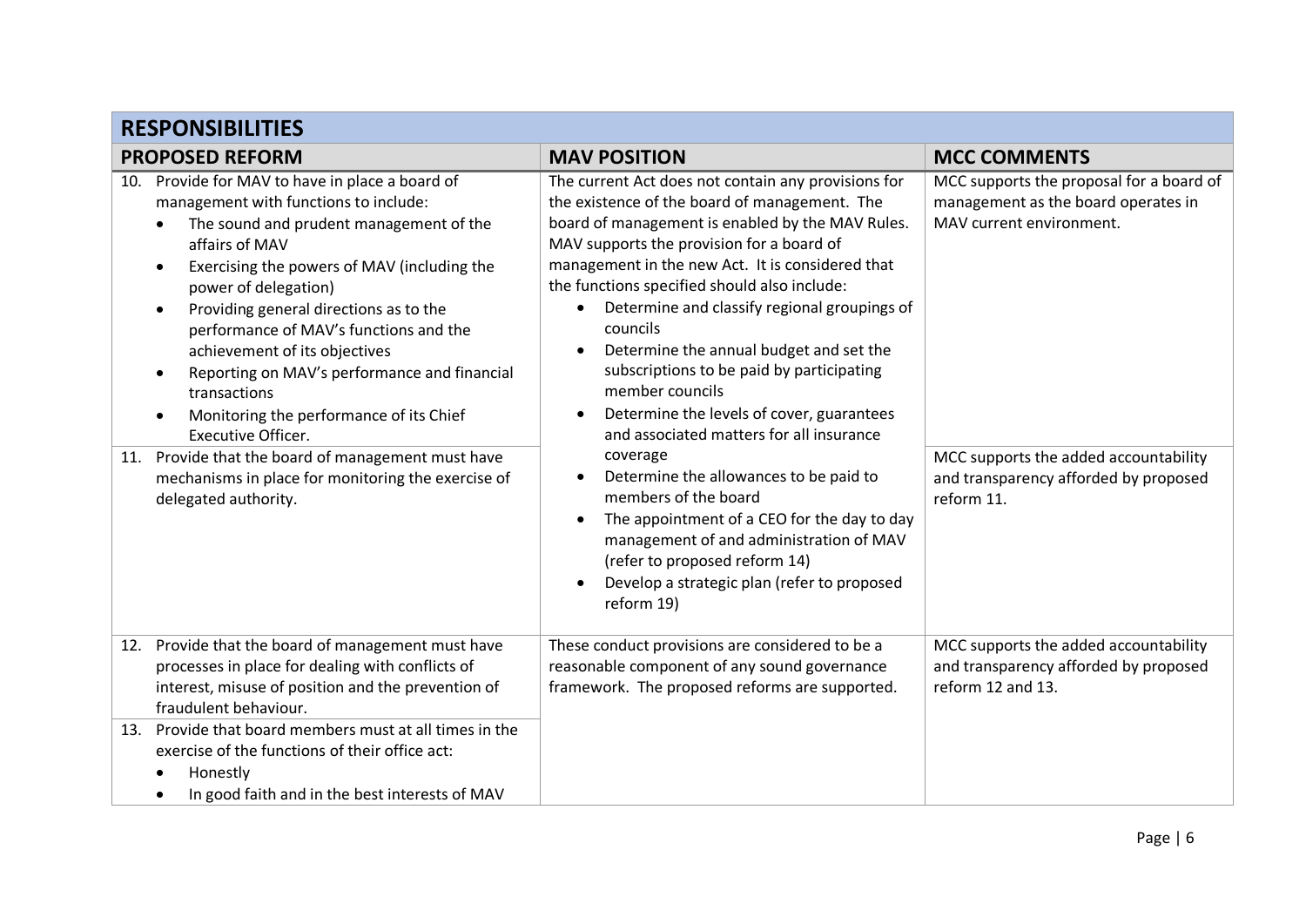## RESPONSIBILITIES

| PROPOSED REFORM | MAV POSITION | MCC COMMENTS |
|---|---|---|
| 10. Provide for MAV to have in place a board of management with functions to include:<br>• The sound and prudent management of the affairs of MAV<br>• Exercising the powers of MAV (including the power of delegation)<br>• Providing general directions as to the performance of MAV's functions and the achievement of its objectives<br>• Reporting on MAV's performance and financial transactions<br>• Monitoring the performance of its Chief Executive Officer. | The current Act does not contain any provisions for the existence of the board of management. The board of management is enabled by the MAV Rules. MAV supports the provision for a board of management in the new Act. It is considered that the functions specified should also include:<br>• Determine and classify regional groupings of councils<br>• Determine the annual budget and set the subscriptions to be paid by participating member councils<br>• Determine the levels of cover, guarantees and associated matters for all insurance coverage<br>• Determine the allowances to be paid to members of the board<br>• The appointment of a CEO for the day to day management of and administration of MAV (refer to proposed reform 14)<br>• Develop a strategic plan (refer to proposed reform 19) | MCC supports the proposal for a board of management as the board operates in MAV current environment. |
| 11. Provide that the board of management must have mechanisms in place for monitoring the exercise of delegated authority. | | MCC supports the added accountability and transparency afforded by proposed reform 11. |
| 12. Provide that the board of management must have processes in place for dealing with conflicts of interest, misuse of position and the prevention of fraudulent behaviour. | These conduct provisions are considered to be a reasonable component of any sound governance framework. The proposed reforms are supported. | MCC supports the added accountability and transparency afforded by proposed reform 12 and 13. |
| 13. Provide that board members must at all times in the exercise of the functions of their office act:<br>• Honestly<br>• In good faith and in the best interests of MAV | | |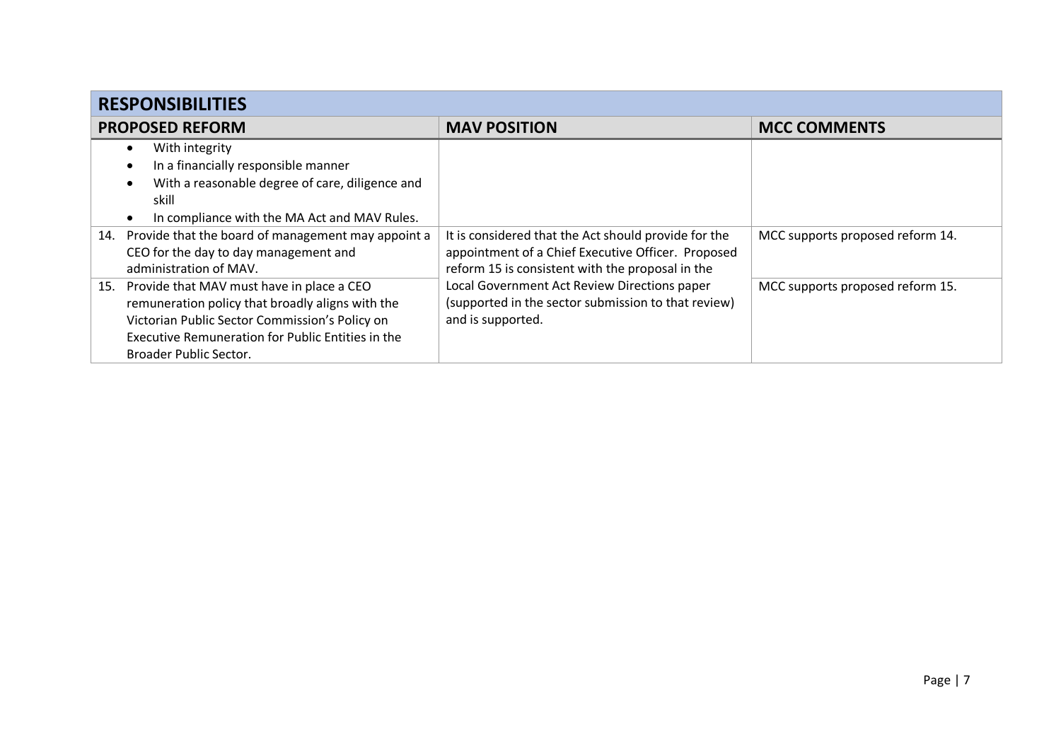| RESPONSIBILITIES | | |
|---|---|---|
| **PROPOSED REFORM** | **MAV POSITION** | **MCC COMMENTS** |
| • With integrity<br>• In a financially responsible manner<br>• With a reasonable degree of care, diligence and skill<br>• In compliance with the MA Act and MAV Rules. | | |
| 14. Provide that the board of management may appoint a CEO for the day to day management and administration of MAV. | It is considered that the Act should provide for the appointment of a Chief Executive Officer. Proposed reform 15 is consistent with the proposal in the Local Government Act Review Directions paper (supported in the sector submission to that review) and is supported. | MCC supports proposed reform 14. |
| 15. Provide that MAV must have in place a CEO remuneration policy that broadly aligns with the Victorian Public Sector Commission's Policy on Executive Remuneration for Public Entities in the Broader Public Sector. | | MCC supports proposed reform 15. |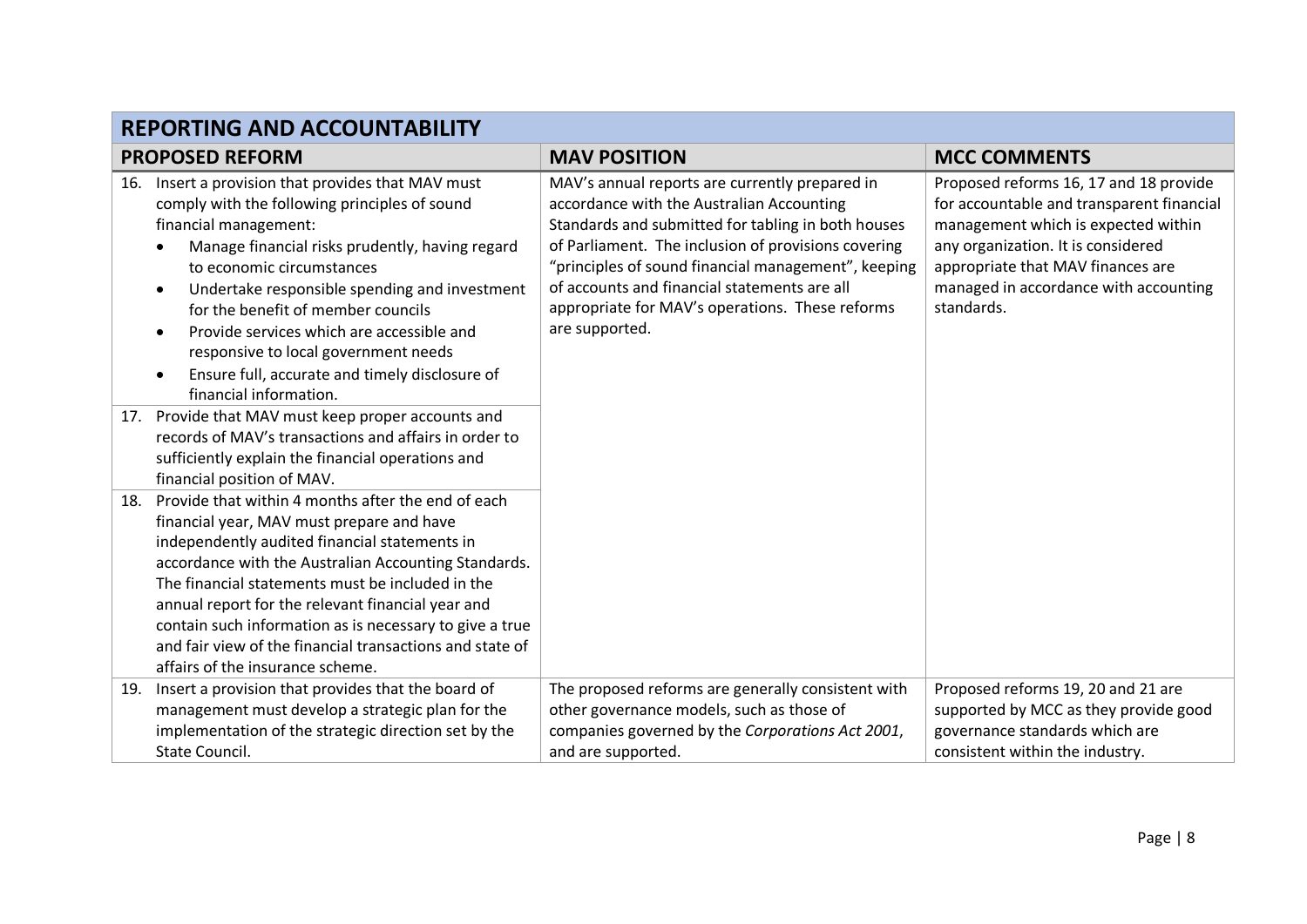| REPORTING AND ACCOUNTABILITY | | |
|---|---|---|
| **PROPOSED REFORM** | **MAV POSITION** | **MCC COMMENTS** |
| 16. Insert a provision that provides that MAV must comply with the following principles of sound financial management:<br>• Manage financial risks prudently, having regard to economic circumstances<br>• Undertake responsible spending and investment for the benefit of member councils<br>• Provide services which are accessible and responsive to local government needs<br>• Ensure full, accurate and timely disclosure of financial information.<br>17. Provide that MAV must keep proper accounts and records of MAV's transactions and affairs in order to sufficiently explain the financial operations and financial position of MAV.<br>18. Provide that within 4 months after the end of each financial year, MAV must prepare and have independently audited financial statements in accordance with the Australian Accounting Standards. The financial statements must be included in the annual report for the relevant financial year and contain such information as is necessary to give a true and fair view of the financial transactions and state of affairs of the insurance scheme. | MAV's annual reports are currently prepared in accordance with the Australian Accounting Standards and submitted for tabling in both houses of Parliament. The inclusion of provisions covering "principles of sound financial management", keeping of accounts and financial statements are all appropriate for MAV's operations. These reforms are supported. | Proposed reforms 16, 17 and 18 provide for accountable and transparent financial management which is expected within any organization. It is considered appropriate that MAV finances are managed in accordance with accounting standards. |
| 19. Insert a provision that provides that the board of management must develop a strategic plan for the implementation of the strategic direction set by the State Council. | The proposed reforms are generally consistent with other governance models, such as those of companies governed by the *Corporations Act 2001*, and are supported. | Proposed reforms 19, 20 and 21 are supported by MCC as they provide good governance standards which are consistent within the industry. |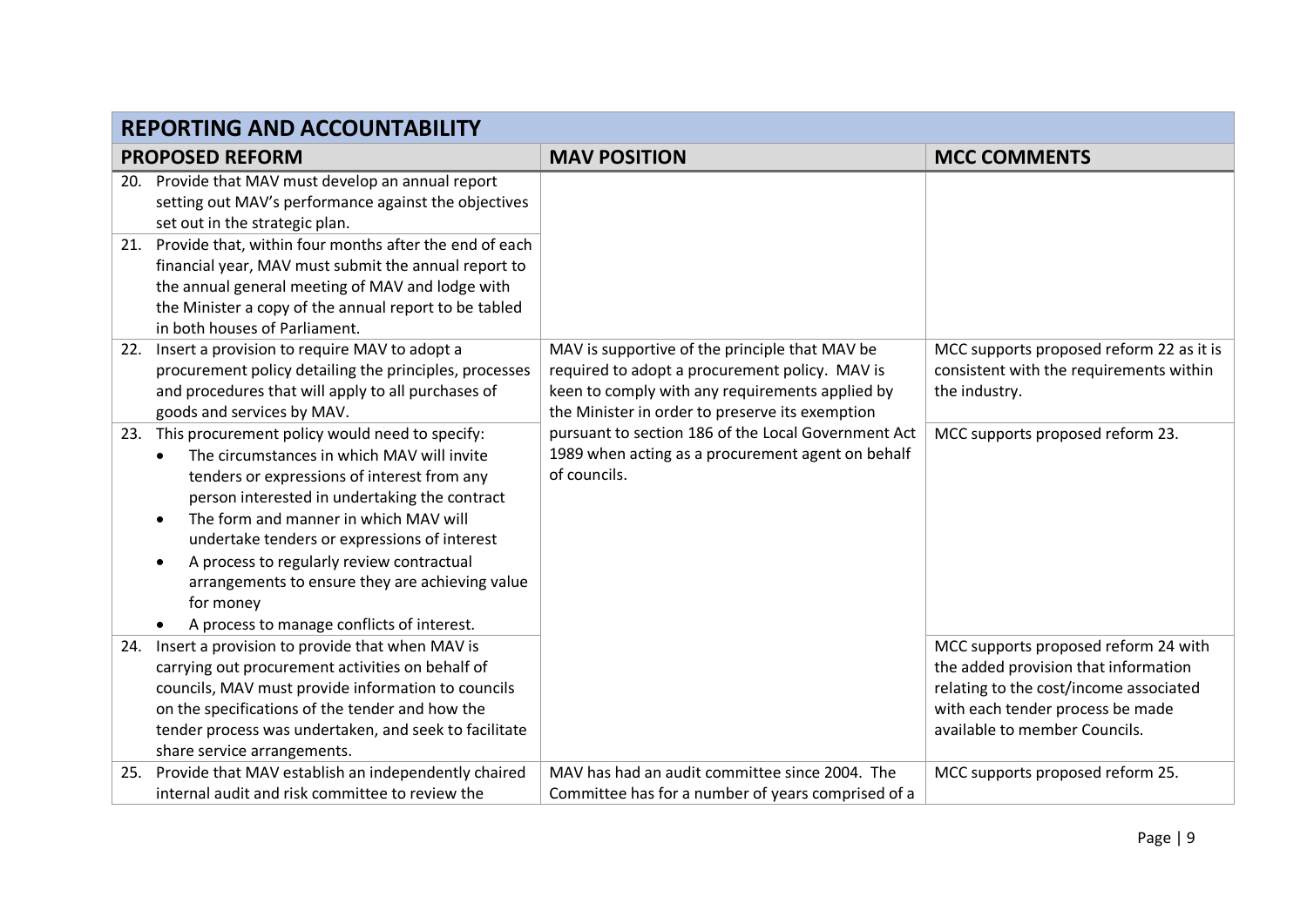| **REPORTING AND ACCOUNTABILITY** | | |
|---|---|---|
| **PROPOSED REFORM** | **MAV POSITION** | **MCC COMMENTS** |
| 20. Provide that MAV must develop an annual report setting out MAV's performance against the objectives set out in the strategic plan. | | |
| 21. Provide that, within four months after the end of each financial year, MAV must submit the annual report to the annual general meeting of MAV and lodge with the Minister a copy of the annual report to be tabled in both houses of Parliament. | | |
| 22. Insert a provision to require MAV to adopt a procurement policy detailing the principles, processes and procedures that will apply to all purchases of goods and services by MAV. | MAV is supportive of the principle that MAV be required to adopt a procurement policy. MAV is keen to comply with any requirements applied by the Minister in order to preserve its exemption pursuant to section 186 of the Local Government Act 1989 when acting as a procurement agent on behalf of councils. | MCC supports proposed reform 22 as it is consistent with the requirements within the industry. |
| 23. This procurement policy would need to specify:<br>• The circumstances in which MAV will invite tenders or expressions of interest from any person interested in undertaking the contract<br>• The form and manner in which MAV will undertake tenders or expressions of interest<br>• A process to regularly review contractual arrangements to ensure they are achieving value for money<br>• A process to manage conflicts of interest. | | MCC supports proposed reform 23. |
| 24. Insert a provision to provide that when MAV is carrying out procurement activities on behalf of councils, MAV must provide information to councils on the specifications of the tender and how the tender process was undertaken, and seek to facilitate share service arrangements. | | MCC supports proposed reform 24 with the added provision that information relating to the cost/income associated with each tender process be made available to member Councils. |
| 25. Provide that MAV establish an independently chaired internal audit and risk committee to review the | MAV has had an audit committee since 2004. The Committee has for a number of years comprised of a | MCC supports proposed reform 25. |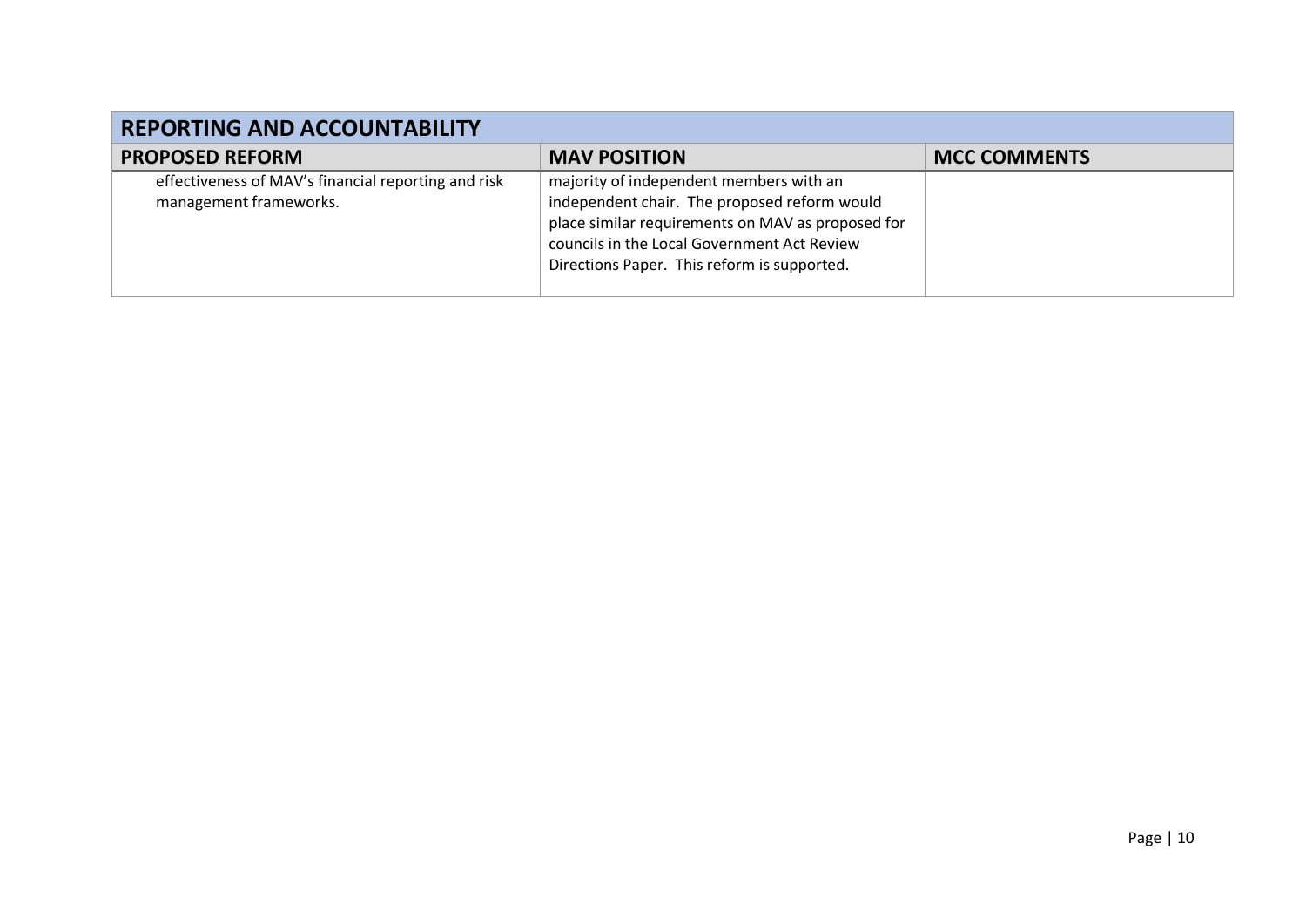| REPORTING AND ACCOUNTABILITY | | |
|---|---|---|
| **PROPOSED REFORM** | **MAV POSITION** | **MCC COMMENTS** |
| effectiveness of MAV's financial reporting and risk management frameworks. | majority of independent members with an independent chair. The proposed reform would place similar requirements on MAV as proposed for councils in the Local Government Act Review Directions Paper. This reform is supported. | |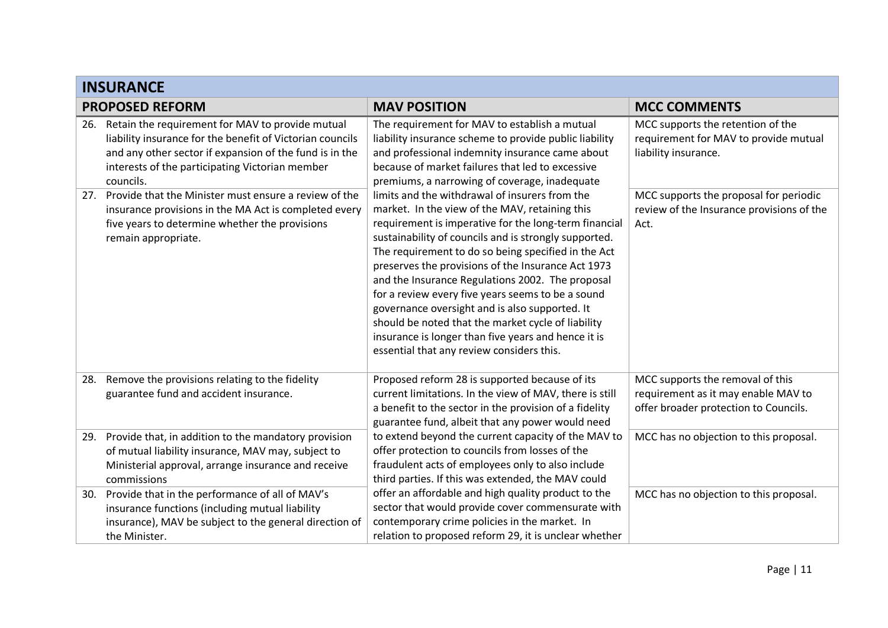## INSURANCE

| PROPOSED REFORM | MAV POSITION | MCC COMMENTS |
|---|---|---|
| 26. Retain the requirement for MAV to provide mutual liability insurance for the benefit of Victorian councils and any other sector if expansion of the fund is in the interests of the participating Victorian member councils. | The requirement for MAV to establish a mutual liability insurance scheme to provide public liability and professional indemnity insurance came about because of market failures that led to excessive premiums, a narrowing of coverage, inadequate limits and the withdrawal of insurers from the market. In the view of the MAV, retaining this requirement is imperative for the long-term financial sustainability of councils and is strongly supported. The requirement to do so being specified in the Act preserves the provisions of the Insurance Act 1973 and the Insurance Regulations 2002. The proposal for a review every five years seems to be a sound governance oversight and is also supported. It should be noted that the market cycle of liability insurance is longer than five years and hence it is essential that any review considers this. | MCC supports the retention of the requirement for MAV to provide mutual liability insurance. |
| 27. Provide that the Minister must ensure a review of the insurance provisions in the MA Act is completed every five years to determine whether the provisions remain appropriate. | | MCC supports the proposal for periodic review of the Insurance provisions of the Act. |
| 28. Remove the provisions relating to the fidelity guarantee fund and accident insurance. | Proposed reform 28 is supported because of its current limitations. In the view of MAV, there is still a benefit to the sector in the provision of a fidelity guarantee fund, albeit that any power would need to extend beyond the current capacity of the MAV to offer protection to councils from losses of the fraudulent acts of employees only to also include third parties. If this was extended, the MAV could offer an affordable and high quality product to the sector that would provide cover commensurate with contemporary crime policies in the market. In relation to proposed reform 29, it is unclear whether | MCC supports the removal of this requirement as it may enable MAV to offer broader protection to Councils. |
| 29. Provide that, in addition to the mandatory provision of mutual liability insurance, MAV may, subject to Ministerial approval, arrange insurance and receive commissions | | MCC has no objection to this proposal. |
| 30. Provide that in the performance of all of MAV's insurance functions (including mutual liability insurance), MAV be subject to the general direction of the Minister. | | MCC has no objection to this proposal. |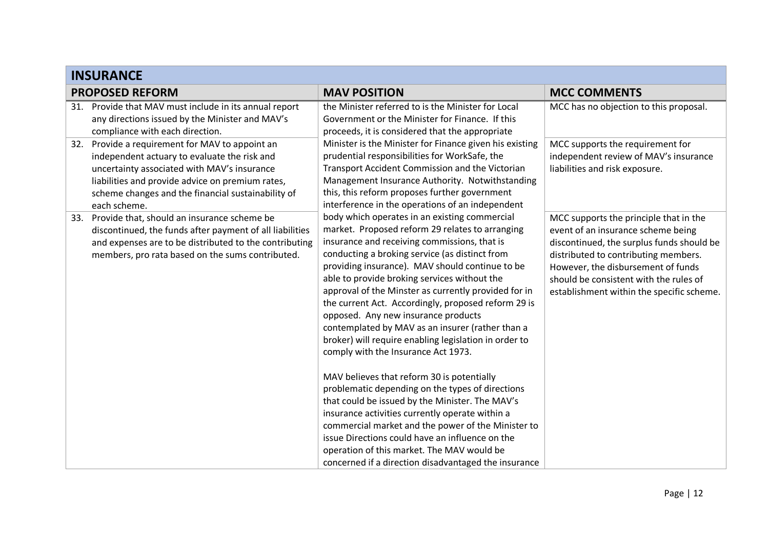| **INSURANCE** | | |
|---|---|---|
| **PROPOSED REFORM** | **MAV POSITION** | **MCC COMMENTS** |
| 31. Provide that MAV must include in its annual report any directions issued by the Minister and MAV's compliance with each direction. | the Minister referred to is the Minister for Local Government or the Minister for Finance. If this proceeds, it is considered that the appropriate Minister is the Minister for Finance given his existing prudential responsibilities for WorkSafe, the Transport Accident Commission and the Victorian Management Insurance Authority. Notwithstanding this, this reform proposes further government interference in the operations of an independent body which operates in an existing commercial market. Proposed reform 29 relates to arranging insurance and receiving commissions, that is conducting a broking service (as distinct from providing insurance). MAV should continue to be able to provide broking services without the approval of the Minster as currently provided for in the current Act. Accordingly, proposed reform 29 is opposed. Any new insurance products contemplated by MAV as an insurer (rather than a broker) will require enabling legislation in order to comply with the Insurance Act 1973.<br><br>MAV believes that reform 30 is potentially problematic depending on the types of directions that could be issued by the Minister. The MAV's insurance activities currently operate within a commercial market and the power of the Minister to issue Directions could have an influence on the operation of this market. The MAV would be concerned if a direction disadvantaged the insurance | MCC has no objection to this proposal. |
| 32. Provide a requirement for MAV to appoint an independent actuary to evaluate the risk and uncertainty associated with MAV's insurance liabilities and provide advice on premium rates, scheme changes and the financial sustainability of each scheme. | | MCC supports the requirement for independent review of MAV's insurance liabilities and risk exposure. |
| 33. Provide that, should an insurance scheme be discontinued, the funds after payment of all liabilities and expenses are to be distributed to the contributing members, pro rata based on the sums contributed. | | MCC supports the principle that in the event of an insurance scheme being discontinued, the surplus funds should be distributed to contributing members. However, the disbursement of funds should be consistent with the rules of establishment within the specific scheme. |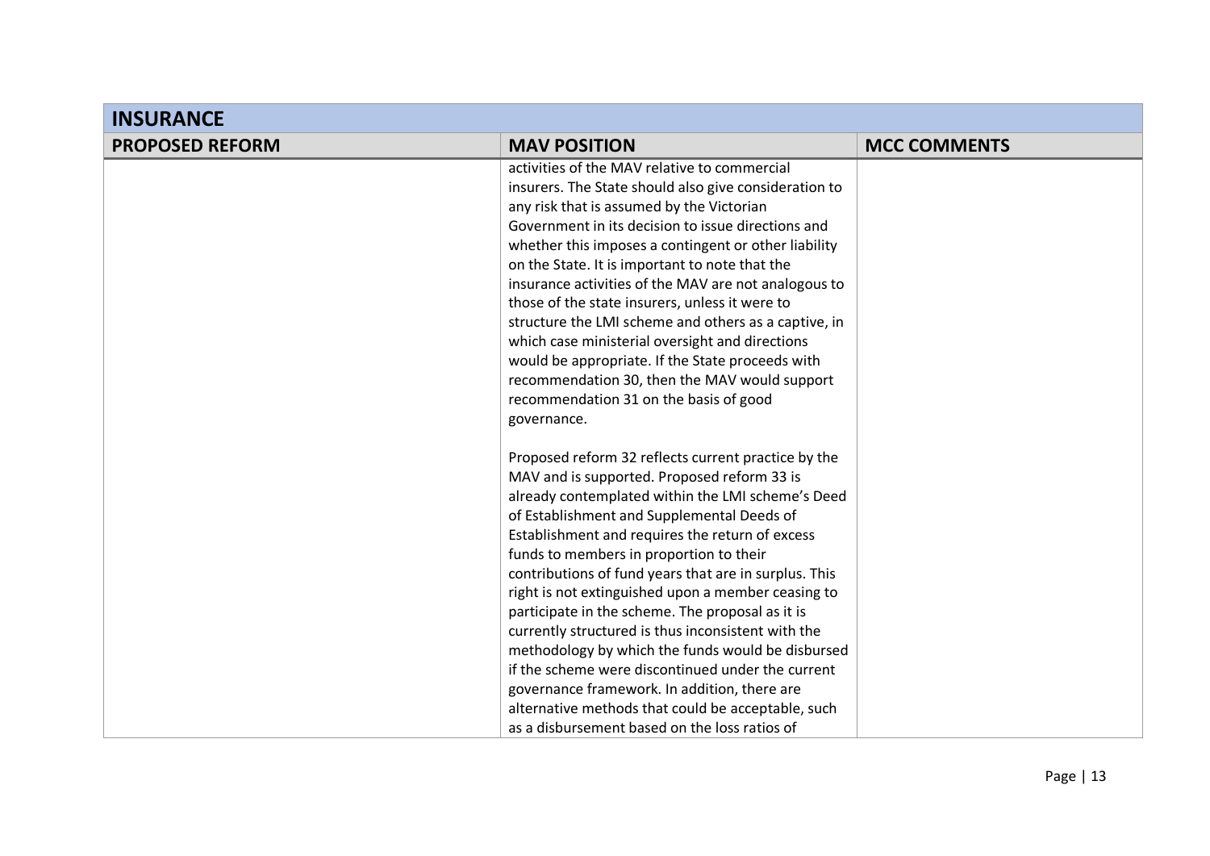| INSURANCE | | |
|---|---|---|
| **PROPOSED REFORM** | **MAV POSITION** | **MCC COMMENTS** |
| | activities of the MAV relative to commercial insurers. The State should also give consideration to any risk that is assumed by the Victorian Government in its decision to issue directions and whether this imposes a contingent or other liability on the State. It is important to note that the insurance activities of the MAV are not analogous to those of the state insurers, unless it were to structure the LMI scheme and others as a captive, in which case ministerial oversight and directions would be appropriate. If the State proceeds with recommendation 30, then the MAV would support recommendation 31 on the basis of good governance.<br><br>Proposed reform 32 reflects current practice by the MAV and is supported. Proposed reform 33 is already contemplated within the LMI scheme's Deed of Establishment and Supplemental Deeds of Establishment and requires the return of excess funds to members in proportion to their contributions of fund years that are in surplus. This right is not extinguished upon a member ceasing to participate in the scheme. The proposal as it is currently structured is thus inconsistent with the methodology by which the funds would be disbursed if the scheme were discontinued under the current governance framework. In addition, there are alternative methods that could be acceptable, such as a disbursement based on the loss ratios of | |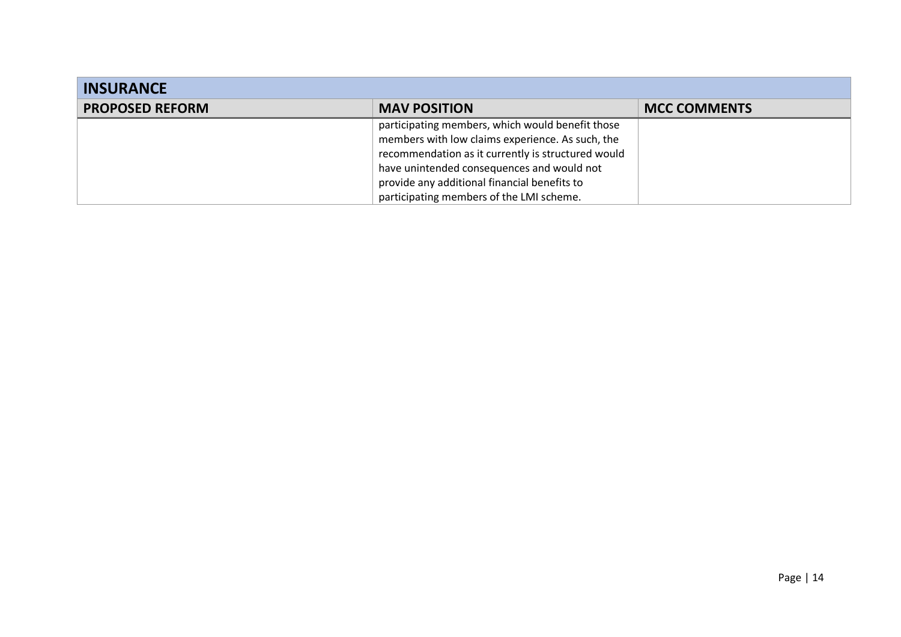| INSURANCE | | |
|---|---|---|
| **PROPOSED REFORM** | **MAV POSITION** | **MCC COMMENTS** |
| | participating members, which would benefit those members with low claims experience. As such, the recommendation as it currently is structured would have unintended consequences and would not provide any additional financial benefits to participating members of the LMI scheme. | |